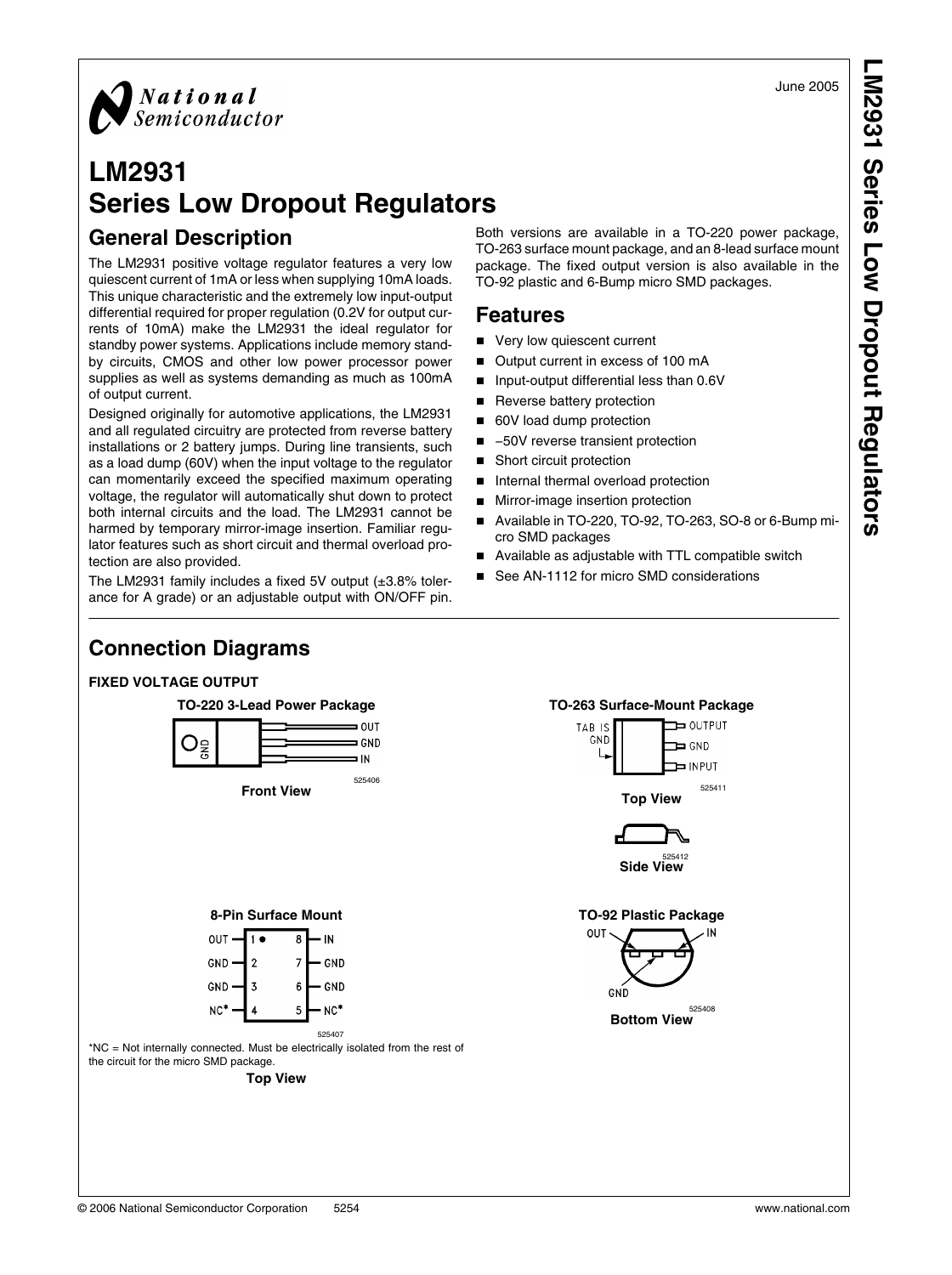June 2005

# LM2931 Series Low Dropout Regulators

## General Description

The LM2931 positive voltage regulator features a very low quiescent current of 1mA or less when supplying 10mA loads. This unique characteristic and the extremely low input-output differential required for proper regulation (0.2V for output currents of 10mA) make the LM2931 the ideal regulator for standby power systems. Applications include memory standby circuits, CMOS and other low power processor power supplies as well as systems demanding as much as 100mA of output current.

Designed originally for automotive applications, the LM2931 and all regulated circuitry are protected from reverse battery installations or 2 battery jumps. During line transients, such as a load dump (60V) when the input voltage to the regulator can momentarily exceed the specified maximum operating voltage, the regulator will automatically shut down to protect both internal circuits and the load. The LM2931 cannot be harmed by temporary mirror-image insertion. Familiar regulator features such as short circuit and thermal overload protection are also provided.

The LM2931 family includes a fixed 5V output (±3.8% tolerance for A grade) or an adjustable output with ON/OFF pin. Both versions are available in a TO-220 power package, TO-263 surface mount package, and an 8-lead surface mount package. The fixed output version is also available in the TO-92 plastic and 6-Bump micro SMD packages.

## Features

- Very low quiescent current
- Output current in excess of 100 mA
- Input-output differential less than 0.6V
- Reverse battery protection
- 60V load dump protection
- −50V reverse transient protection
- Short circuit protection
- Internal thermal overload protection
- Mirror-image insertion protection
- Available in TO-220, TO-92, TO-263, SO-8 or 6-Bump micro SMD packages
- Available as adjustable with TTL compatible switch
- See AN-1112 for micro SMD considerations

## Connection Diagrams

**FIXED VOLTAGE OUTPUT**

**TO-220 3-Lead Power Package**

OUT, GND, IN (tab: GND)

525406

**Front View**

**TO-263 Surface-Mount Package**

TAB IS GND; OUTPUT, GND, INPUT

525411

**Top View**

525412

**Side View**

**8-Pin Surface Mount**

| Pin | Function | Pin | Function |
|---|---|---|---|
| 1 | OUT | 8 | IN |
| 2 | GND | 7 | GND |
| 3 | GND | 6 | GND |
| 4 | NC* | 5 | NC* |

525407

*NC = Not internally connected. Must be electrically isolated from the rest of the circuit for the micro SMD package.

**Top View**

**TO-92 Plastic Package**

OUT, GND, IN

525408

**Bottom View**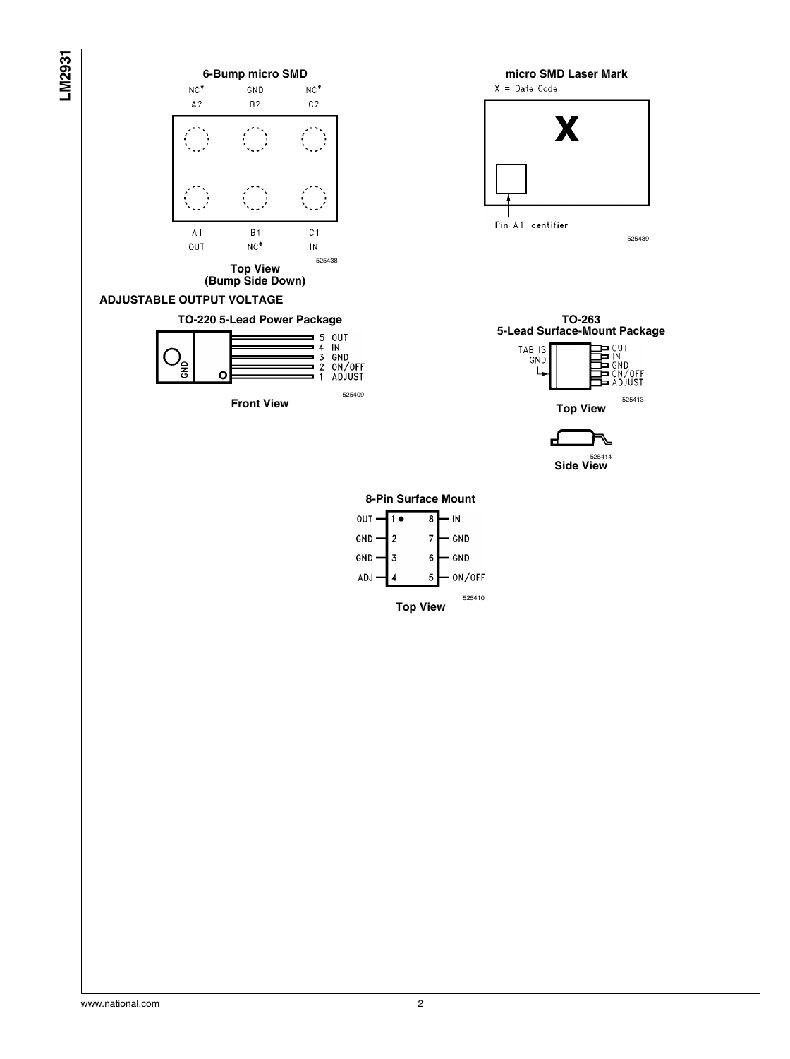**6-Bump micro SMD**

| A2 | B2 | C2 |
|---|---|---|
| NC* | GND | NC* |

| A1 | B1 | C1 |
|---|---|---|
| OUT | NC* | IN |

525438

**Top View (Bump Side Down)**

**micro SMD Laser Mark**

X = Date Code

X

Pin A1 Identifier

525439

## ADJUSTABLE OUTPUT VOLTAGE

**TO-220 5-Lead Power Package**

GND

5 OUT
4 IN
3 GND
2 ON/OFF
1 ADJUST

525409

**Front View**

**TO-263 5-Lead Surface-Mount Package**

TAB IS GND

OUT
IN
GND
ON/OFF
ADJUST

525413

**Top View**

525414

**Side View**

**8-Pin Surface Mount**

| Pin | Function | Pin | Function |
|---|---|---|---|
| 1 | OUT | 8 | IN |
| 2 | GND | 7 | GND |
| 3 | GND | 6 | GND |
| 4 | ADJ | 5 | ON/OFF |

525410

**Top View**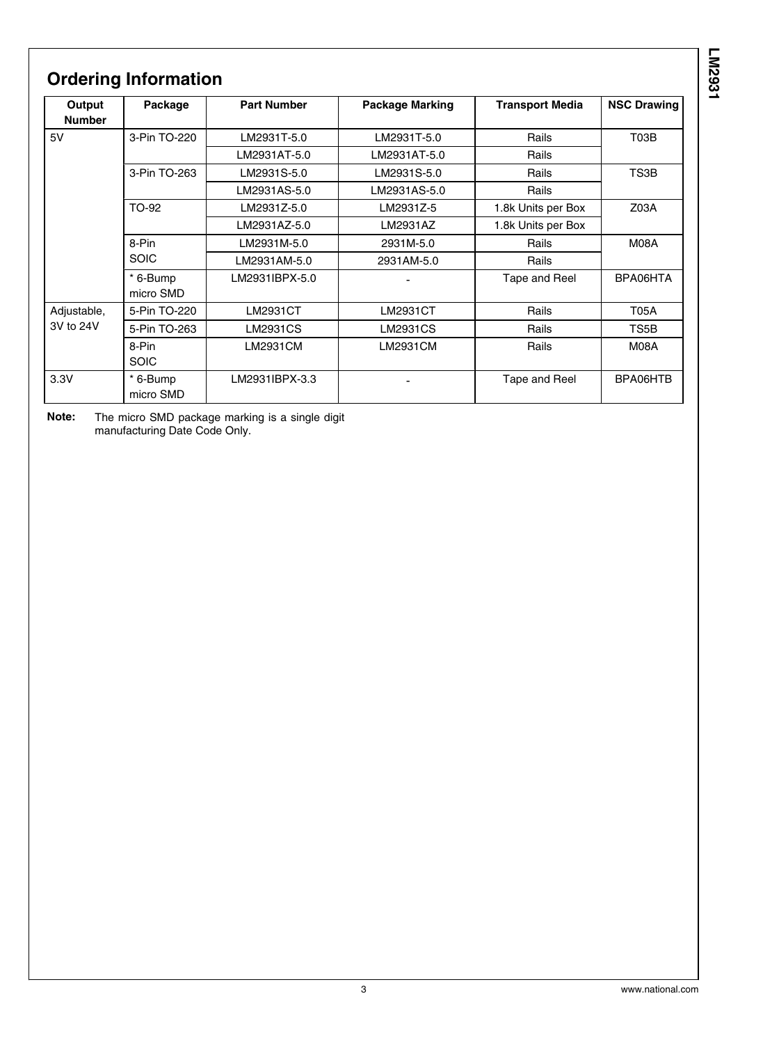## Ordering Information

| Output Number | Package | Part Number | Package Marking | Transport Media | NSC Drawing |
|---|---|---|---|---|---|
| 5V | 3-Pin TO-220 | LM2931T-5.0 | LM2931T-5.0 | Rails | T03B |
| | | LM2931AT-5.0 | LM2931AT-5.0 | Rails | |
| | 3-Pin TO-263 | LM2931S-5.0 | LM2931S-5.0 | Rails | TS3B |
| | | LM2931AS-5.0 | LM2931AS-5.0 | Rails | |
| | TO-92 | LM2931Z-5.0 | LM2931Z-5 | 1.8k Units per Box | Z03A |
| | | LM2931AZ-5.0 | LM2931AZ | 1.8k Units per Box | |
| | 8-Pin SOIC | LM2931M-5.0 | 2931M-5.0 | Rails | M08A |
| | | LM2931AM-5.0 | 2931AM-5.0 | Rails | |
| | * 6-Bump micro SMD | LM2931IBPX-5.0 | - | Tape and Reel | BPA06HTA |
| Adjustable, 3V to 24V | 5-Pin TO-220 | LM2931CT | LM2931CT | Rails | T05A |
| | 5-Pin TO-263 | LM2931CS | LM2931CS | Rails | TS5B |
| | 8-Pin SOIC | LM2931CM | LM2931CM | Rails | M08A |
| 3.3V | * 6-Bump micro SMD | LM2931IBPX-3.3 | - | Tape and Reel | BPA06HTB |

**Note:** The micro SMD package marking is a single digit manufacturing Date Code Only.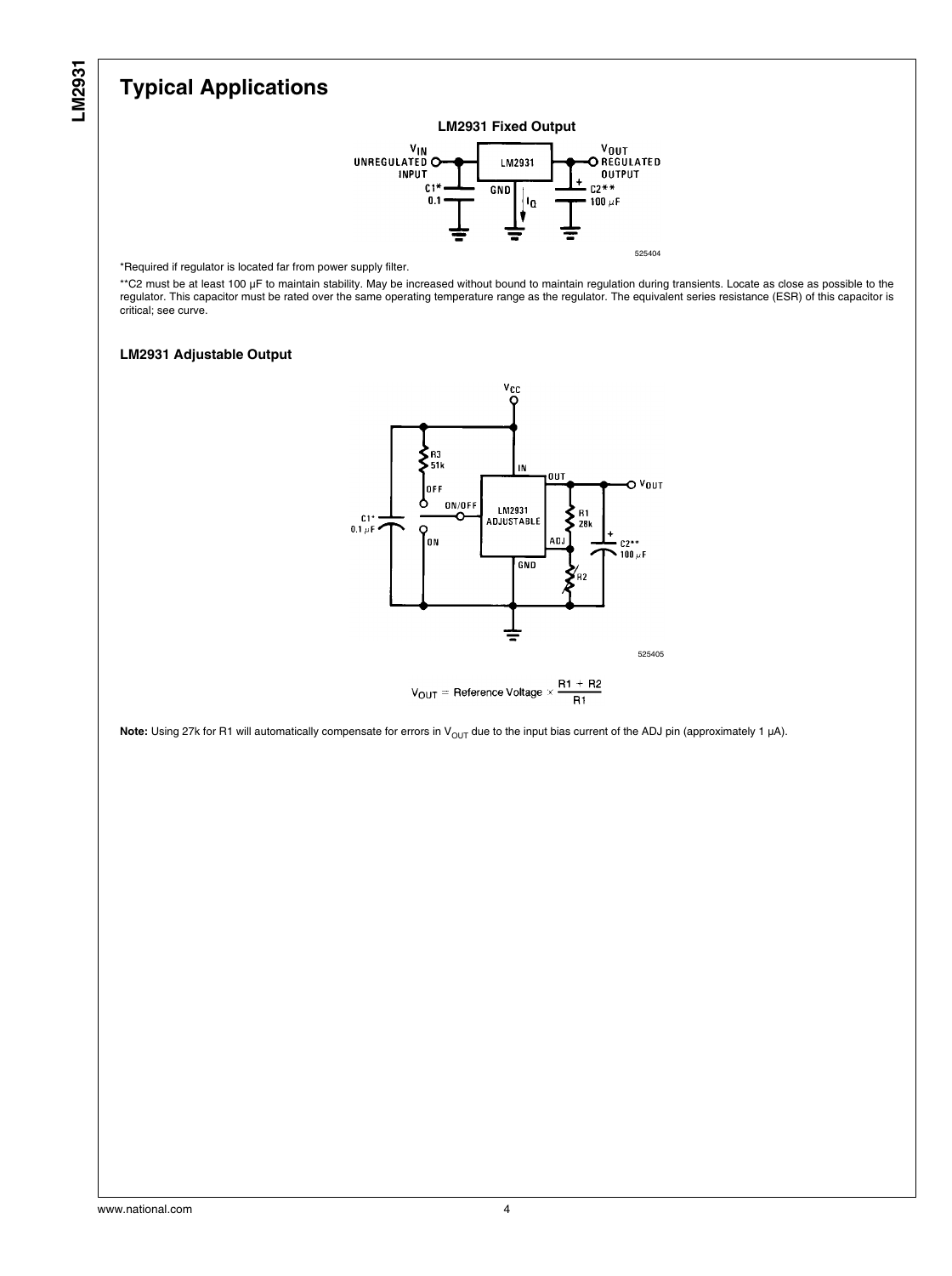# Typical Applications

**LM2931 Fixed Output**

525404

*Required if regulator is located far from power supply filter.

**C2 must be at least 100 μF to maintain stability. May be increased without bound to maintain regulation during transients. Locate as close as possible to the regulator. This capacitor must be rated over the same operating temperature range as the regulator. The equivalent series resistance (ESR) of this capacitor is critical; see curve.

### LM2931 Adjustable Output

525405

$$V_{OUT} = \text{Reference Voltage} \times \frac{R1 + R2}{R1}$$

**Note:** Using 27k for R1 will automatically compensate for errors in $V_{OUT}$ due to the input bias current of the ADJ pin (approximately 1 μA).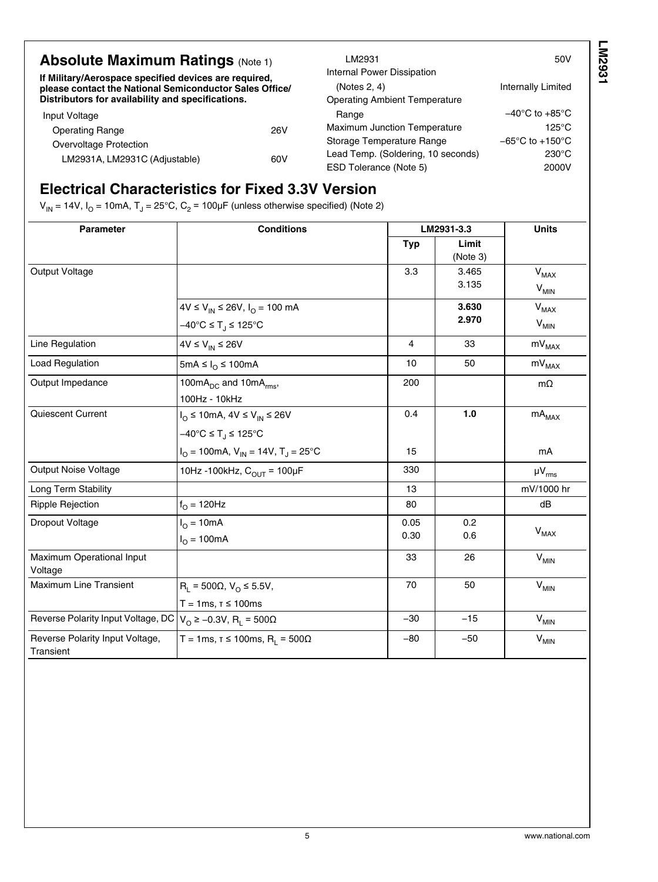## Absolute Maximum Ratings (Note 1)

**If Military/Aerospace specified devices are required, please contact the National Semiconductor Sales Office/ Distributors for availability and specifications.**

| | |
|---|---|
| Input Voltage | |
| Operating Range | 26V |
| Overvoltage Protection | |
| LM2931A, LM2931C (Adjustable) | 60V |
| LM2931 | 50V |
| Internal Power Dissipation (Notes 2, 4) | Internally Limited |
| Operating Ambient Temperature Range | −40°C to +85°C |
| Maximum Junction Temperature | 125°C |
| Storage Temperature Range | −65°C to +150°C |
| Lead Temp. (Soldering, 10 seconds) | 230°C |
| ESD Tolerance (Note 5) | 2000V |

## Electrical Characteristics for Fixed 3.3V Version

$V_{IN}$ = 14V, $I_O$ = 10mA, $T_J$ = 25°C, $C_2$ = 100µF (unless otherwise specified) (Note 2)

| Parameter | Conditions | LM2931-3.3 | | Units |
|---|---|---|---|---|
| | | Typ | Limit (Note 3) | |
| Output Voltage | | 3.3 | 3.465<br>3.135 | $V_{MAX}$<br>$V_{MIN}$ |
| | $4V \le V_{IN} \le 26V$, $I_O$ = 100 mA<br>$-40°C \le T_J \le 125°C$ | | **3.630**<br>**2.970** | $V_{MAX}$<br>$V_{MIN}$ |
| Line Regulation | $4V \le V_{IN} \le 26V$ | 4 | 33 | $mV_{MAX}$ |
| Load Regulation | $5mA \le I_O \le 100mA$ | 10 | 50 | $mV_{MAX}$ |
| Output Impedance | $100mA_{DC}$ and $10mA_{rms}$,<br>100Hz - 10kHz | 200 | | mΩ |
| Quiescent Current | $I_O \le 10mA$, $4V \le V_{IN} \le 26V$<br>$-40°C \le T_J \le 125°C$ | 0.4 | **1.0** | $mA_{MAX}$ |
| | $I_O$ = 100mA, $V_{IN}$ = 14V, $T_J$ = 25°C | 15 | | mA |
| Output Noise Voltage | 10Hz -100kHz, $C_{OUT}$ = 100µF | 330 | | $\mu V_{rms}$ |
| Long Term Stability | | 13 | | mV/1000 hr |
| Ripple Rejection | $f_O$ = 120Hz | 80 | | dB |
| Dropout Voltage | $I_O$ = 10mA<br>$I_O$ = 100mA | 0.05<br>0.30 | 0.2<br>0.6 | $V_{MAX}$ |
| Maximum Operational Input Voltage | | 33 | 26 | $V_{MIN}$ |
| Maximum Line Transient | $R_L$ = 500Ω, $V_O \le 5.5V$,<br>T = 1ms, τ ≤ 100ms | 70 | 50 | $V_{MIN}$ |
| Reverse Polarity Input Voltage, DC | $V_O \ge -0.3V$, $R_L$ = 500Ω | −30 | −15 | $V_{MIN}$ |
| Reverse Polarity Input Voltage, Transient | T = 1ms, τ ≤ 100ms, $R_L$ = 500Ω | −80 | −50 | $V_{MIN}$ |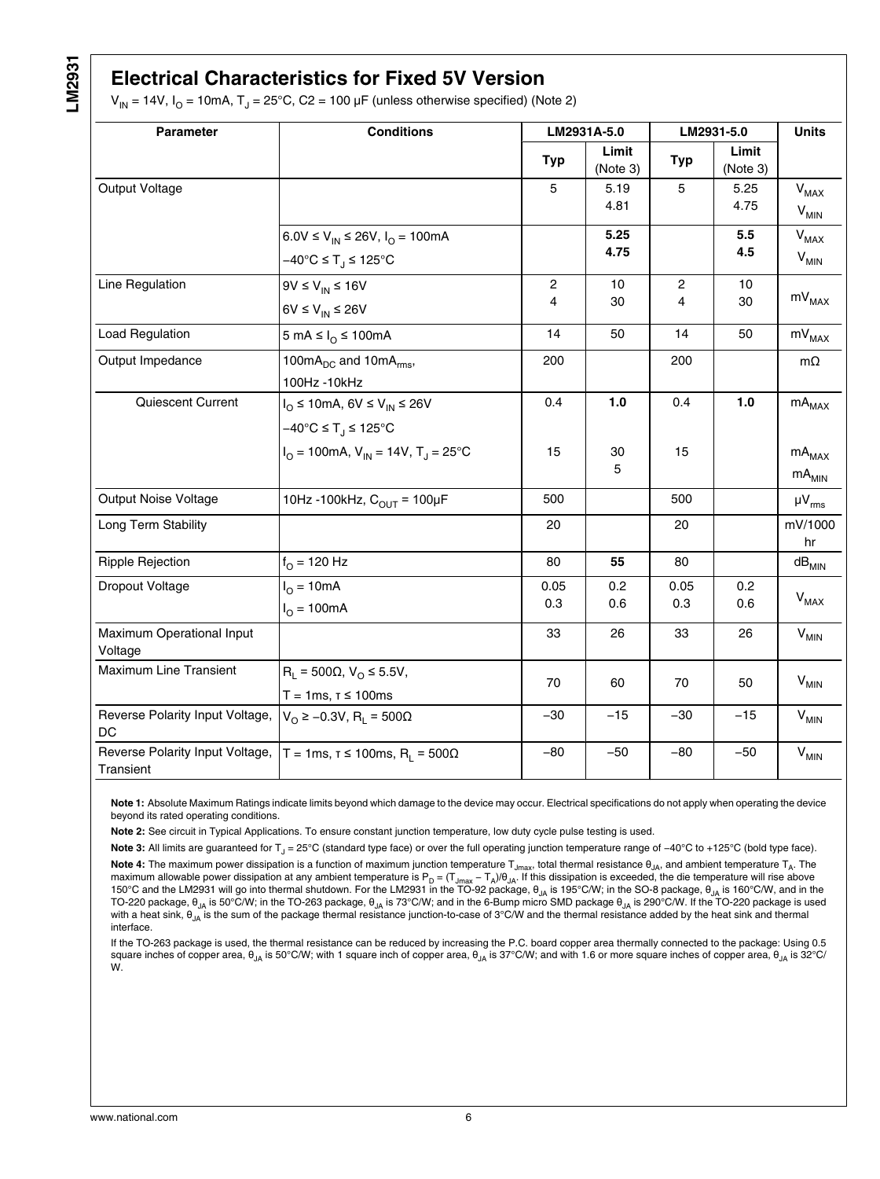## Electrical Characteristics for Fixed 5V Version

$V_{IN}$ = 14V, $I_O$ = 10mA, $T_J$ = 25°C, C2 = 100 µF (unless otherwise specified) (Note 2)

| Parameter | Conditions | LM2931A-5.0 | | LM2931-5.0 | | Units |
|---|---|---|---|---|---|---|
| | | Typ | Limit (Note 3) | Typ | Limit (Note 3) | |
| Output Voltage | | 5 | 5.19<br>4.81 | 5 | 5.25<br>4.75 | $V_{MAX}$<br>$V_{MIN}$ |
| | 6.0V ≤ $V_{IN}$ ≤ 26V, $I_O$ = 100mA<br>−40°C ≤ $T_J$ ≤ 125°C | | **5.25**<br>**4.75** | | **5.5**<br>**4.5** | $V_{MAX}$<br>$V_{MIN}$ |
| Line Regulation | 9V ≤ $V_{IN}$ ≤ 16V<br>6V ≤ $V_{IN}$ ≤ 26V | 2<br>4 | 10<br>30 | 2<br>4 | 10<br>30 | $mV_{MAX}$ |
| Load Regulation | 5 mA ≤ $I_O$ ≤ 100mA | 14 | 50 | 14 | 50 | $mV_{MAX}$ |
| Output Impedance | $100mA_{DC}$ and $10mA_{rms}$,<br>100Hz -10kHz | 200 | | 200 | | mΩ |
| Quiescent Current | $I_O$ ≤ 10mA, 6V ≤ $V_{IN}$ ≤ 26V<br>−40°C ≤ $T_J$ ≤ 125°C | 0.4 | **1.0** | 0.4 | **1.0** | $mA_{MAX}$ |
| | $I_O$ = 100mA, $V_{IN}$ = 14V, $T_J$ = 25°C | 15 | 30<br>5 | 15 | | $mA_{MAX}$<br>$mA_{MIN}$ |
| Output Noise Voltage | 10Hz -100kHz, $C_{OUT}$ = 100µF | 500 | | 500 | | $µV_{rms}$ |
| Long Term Stability | | 20 | | 20 | | mV/1000 hr |
| Ripple Rejection | $f_O$ = 120 Hz | 80 | **55** | 80 | | $dB_{MIN}$ |
| Dropout Voltage | $I_O$ = 10mA<br>$I_O$ = 100mA | 0.05<br>0.3 | 0.2<br>0.6 | 0.05<br>0.3 | 0.2<br>0.6 | $V_{MAX}$ |
| Maximum Operational Input Voltage | | 33 | 26 | 33 | 26 | $V_{MIN}$ |
| Maximum Line Transient | $R_L$ = 500Ω, $V_O$ ≤ 5.5V,<br>T = 1ms, τ ≤ 100ms | 70 | 60 | 70 | 50 | $V_{MIN}$ |
| Reverse Polarity Input Voltage, DC | $V_O$ ≥ −0.3V, $R_L$ = 500Ω | −30 | −15 | −30 | −15 | $V_{MIN}$ |
| Reverse Polarity Input Voltage, Transient | T = 1ms, τ ≤ 100ms, $R_L$ = 500Ω | −80 | −50 | −80 | −50 | $V_{MIN}$ |

**Note 1:** Absolute Maximum Ratings indicate limits beyond which damage to the device may occur. Electrical specifications do not apply when operating the device beyond its rated operating conditions.

**Note 2:** See circuit in Typical Applications. To ensure constant junction temperature, low duty cycle pulse testing is used.

**Note 3:** All limits are guaranteed for $T_J$ = 25°C (standard type face) or over the full operating junction temperature range of −40°C to +125°C (bold type face).

**Note 4:** The maximum power dissipation is a function of maximum junction temperature $T_{Jmax}$, total thermal resistance $\theta_{JA}$, and ambient temperature $T_A$. The maximum allowable power dissipation at any ambient temperature is $P_D = (T_{Jmax} - T_A)/\theta_{JA}$. If this dissipation is exceeded, the die temperature will rise above 150°C and the LM2931 will go into thermal shutdown. For the LM2931 in the TO-92 package, $\theta_{JA}$ is 195°C/W; in the SO-8 package, $\theta_{JA}$ is 160°C/W, and in the TO-220 package, $\theta_{JA}$ is 50°C/W; in the TO-263 package, $\theta_{JA}$ is 73°C/W; and in the 6-Bump micro SMD package $\theta_{JA}$ is 290°C/W. If the TO-220 package is used with a heat sink, $\theta_{JA}$ is the sum of the package thermal resistance junction-to-case of 3°C/W and the thermal resistance added by the heat sink and thermal interface.

If the TO-263 package is used, the thermal resistance can be reduced by increasing the P.C. board copper area thermally connected to the package: Using 0.5 square inches of copper area, $\theta_{JA}$ is 50°C/W; with 1 square inch of copper area, $\theta_{JA}$ is 37°C/W; and with 1.6 or more square inches of copper area, $\theta_{JA}$ is 32°C/W.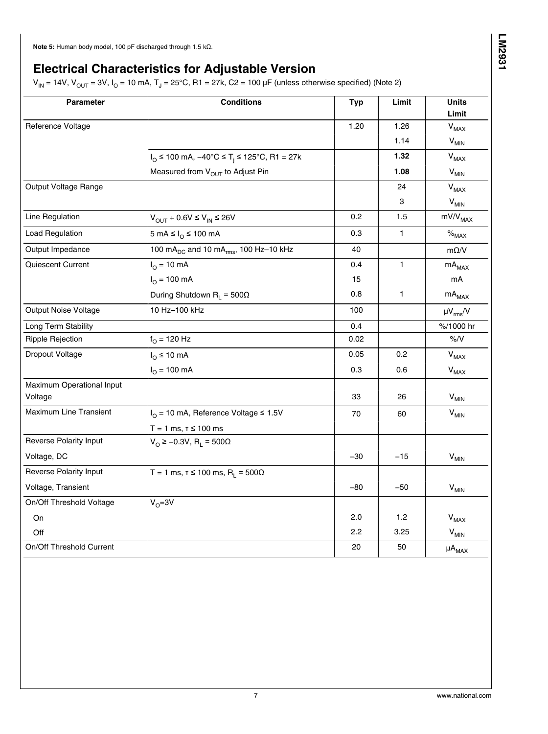**Note 5:** Human body model, 100 pF discharged through 1.5 kΩ.

## Electrical Characteristics for Adjustable Version

$V_{IN}$ = 14V, $V_{OUT}$ = 3V, $I_O$ = 10 mA, $T_J$ = 25°C, R1 = 27k, C2 = 100 µF (unless otherwise specified) (Note 2)

| Parameter | Conditions | Typ | Limit | Units Limit |
|---|---|---|---|---|
| Reference Voltage | | 1.20 | 1.26 | $V_{MAX}$ |
| | | | 1.14 | $V_{MIN}$ |
| | $I_O$ ≤ 100 mA, −40°C ≤ $T_j$ ≤ 125°C, R1 = 27k | | **1.32** | $V_{MAX}$ |
| | Measured from $V_{OUT}$ to Adjust Pin | | **1.08** | $V_{MIN}$ |
| Output Voltage Range | | | 24 | $V_{MAX}$ |
| | | | 3 | $V_{MIN}$ |
| Line Regulation | $V_{OUT}$ + 0.6V ≤ $V_{IN}$ ≤ 26V | 0.2 | 1.5 | $mV/V_{MAX}$ |
| Load Regulation | 5 mA ≤ $I_O$ ≤ 100 mA | 0.3 | 1 | $\%_{MAX}$ |
| Output Impedance | 100 $mA_{DC}$ and 10 $mA_{rms}$, 100 Hz–10 kHz | 40 | | mΩ/V |
| Quiescent Current | $I_O$ = 10 mA | 0.4 | 1 | $mA_{MAX}$ |
| | $I_O$ = 100 mA | 15 | | mA |
| | During Shutdown $R_L$ = 500Ω | 0.8 | 1 | $mA_{MAX}$ |
| Output Noise Voltage | 10 Hz–100 kHz | 100 | | $\mu V_{rms}/V$ |
| Long Term Stability | | 0.4 | | %/1000 hr |
| Ripple Rejection | $f_O$ = 120 Hz | 0.02 | | %/V |
| Dropout Voltage | $I_O$ ≤ 10 mA | 0.05 | 0.2 | $V_{MAX}$ |
| | $I_O$ = 100 mA | 0.3 | 0.6 | $V_{MAX}$ |
| Maximum Operational Input Voltage | | 33 | 26 | $V_{MIN}$ |
| Maximum Line Transient | $I_O$ = 10 mA, Reference Voltage ≤ 1.5V T = 1 ms, τ ≤ 100 ms | 70 | 60 | $V_{MIN}$ |
| Reverse Polarity Input Voltage, DC | $V_O$ ≥ −0.3V, $R_L$ = 500Ω | −30 | −15 | $V_{MIN}$ |
| Reverse Polarity Input Voltage, Transient | T = 1 ms, τ ≤ 100 ms, $R_L$ = 500Ω | −80 | −50 | $V_{MIN}$ |
| On/Off Threshold Voltage | $V_O$=3V | | | |
| On | | 2.0 | 1.2 | $V_{MAX}$ |
| Off | | 2.2 | 3.25 | $V_{MIN}$ |
| On/Off Threshold Current | | 20 | 50 | $\mu A_{MAX}$ |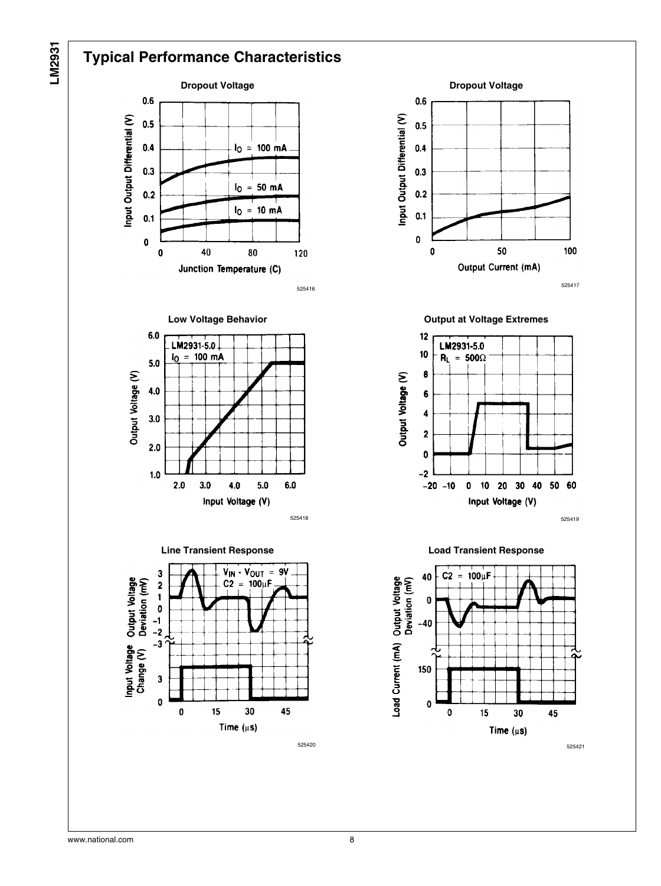## Typical Performance Characteristics

**Dropout Voltage**

525416

**Dropout Voltage**

525417

**Low Voltage Behavior**

525418

**Output at Voltage Extremes**

525419

**Line Transient Response**

525420

**Load Transient Response**

525421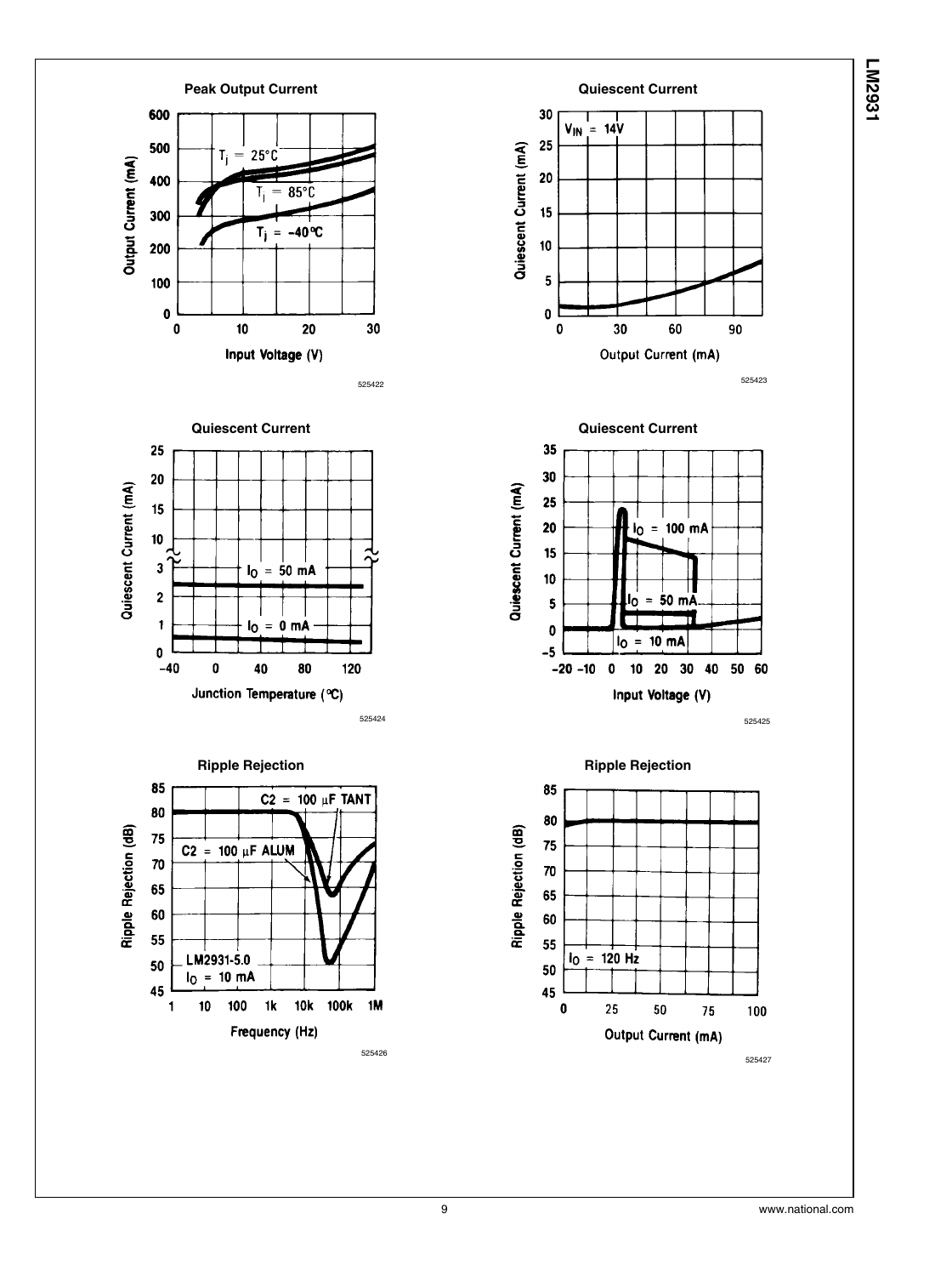**Peak Output Current**

Output Current (mA) vs. Input Voltage (V)

$T_j = 25°C$

$T_j = 85°C$

$T_j = -40°C$

525422

**Quiescent Current**

Quiescent Current (mA) vs. Output Current (mA)

$V_{IN} = 14V$

525423

**Quiescent Current**

Quiescent Current (mA) vs. Junction Temperature (°C)

$I_O = 50$ mA

$I_O = 0$ mA

525424

**Quiescent Current**

Quiescent Current (mA) vs. Input Voltage (V)

$I_O = 100$ mA

$I_O = 50$ mA

$I_O = 10$ mA

525425

**Ripple Rejection**

Ripple Rejection (dB) vs. Frequency (Hz)

C2 = 100 µF TANT

C2 = 100 µF ALUM

LM2931-5.0

$I_O = 10$ mA

525426

**Ripple Rejection**

Ripple Rejection (dB) vs. Output Current (mA)

$I_O = 120$ Hz

525427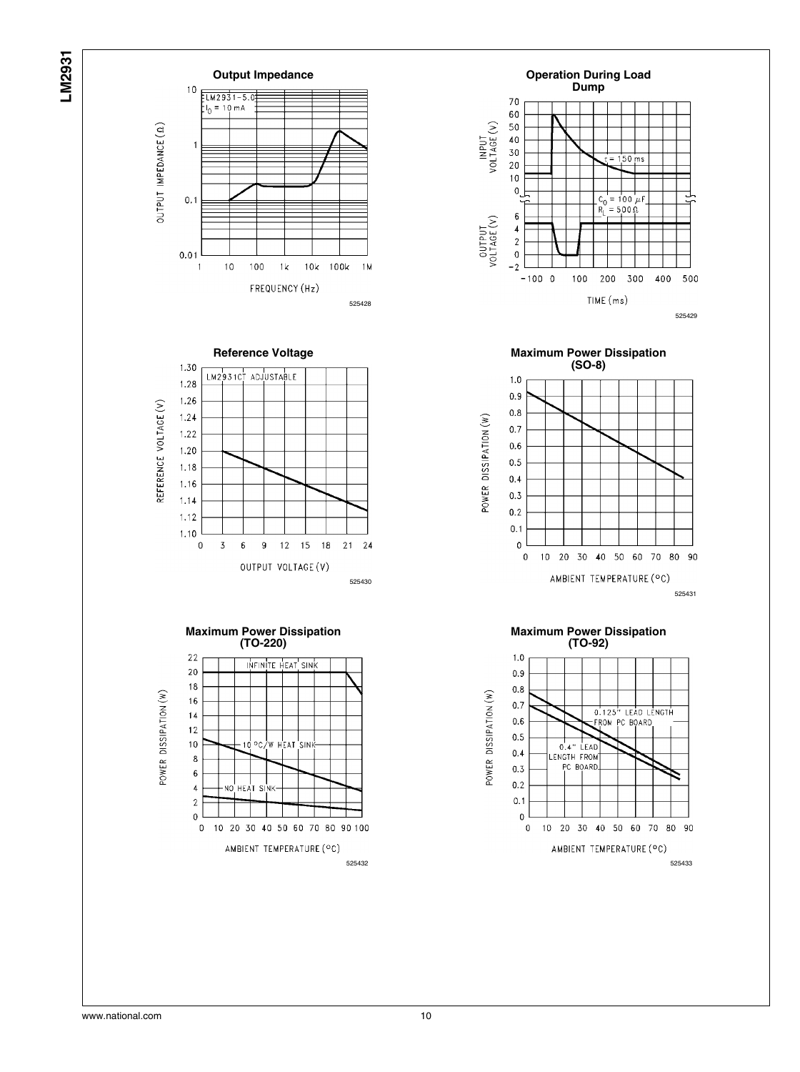**Output Impedance**

LM2931-5.0
$I_O$ = 10 mA

OUTPUT IMPEDANCE (Ω)

FREQUENCY (Hz)

525428

**Operation During Load Dump**

INPUT VOLTAGE (V)

OUTPUT VOLTAGE (V)

τ = 150 ms

$C_O$ = 100 µF
$R_L$ = 500 Ω

TIME (ms)

525429

**Reference Voltage**

LM2931CT ADJUSTABLE

REFERENCE VOLTAGE (V)

OUTPUT VOLTAGE (V)

525430

**Maximum Power Dissipation (SO-8)**

POWER DISSIPATION (W)

AMBIENT TEMPERATURE (°C)

525431

**Maximum Power Dissipation (TO-220)**

INFINITE HEAT SINK

10 °C/W HEAT SINK

NO HEAT SINK

POWER DISSIPATION (W)

AMBIENT TEMPERATURE (°C)

525432

**Maximum Power Dissipation (TO-92)**

0.125" LEAD LENGTH FROM PC BOARD

0.4" LEAD LENGTH FROM PC BOARD

POWER DISSIPATION (W)

AMBIENT TEMPERATURE (°C)

525433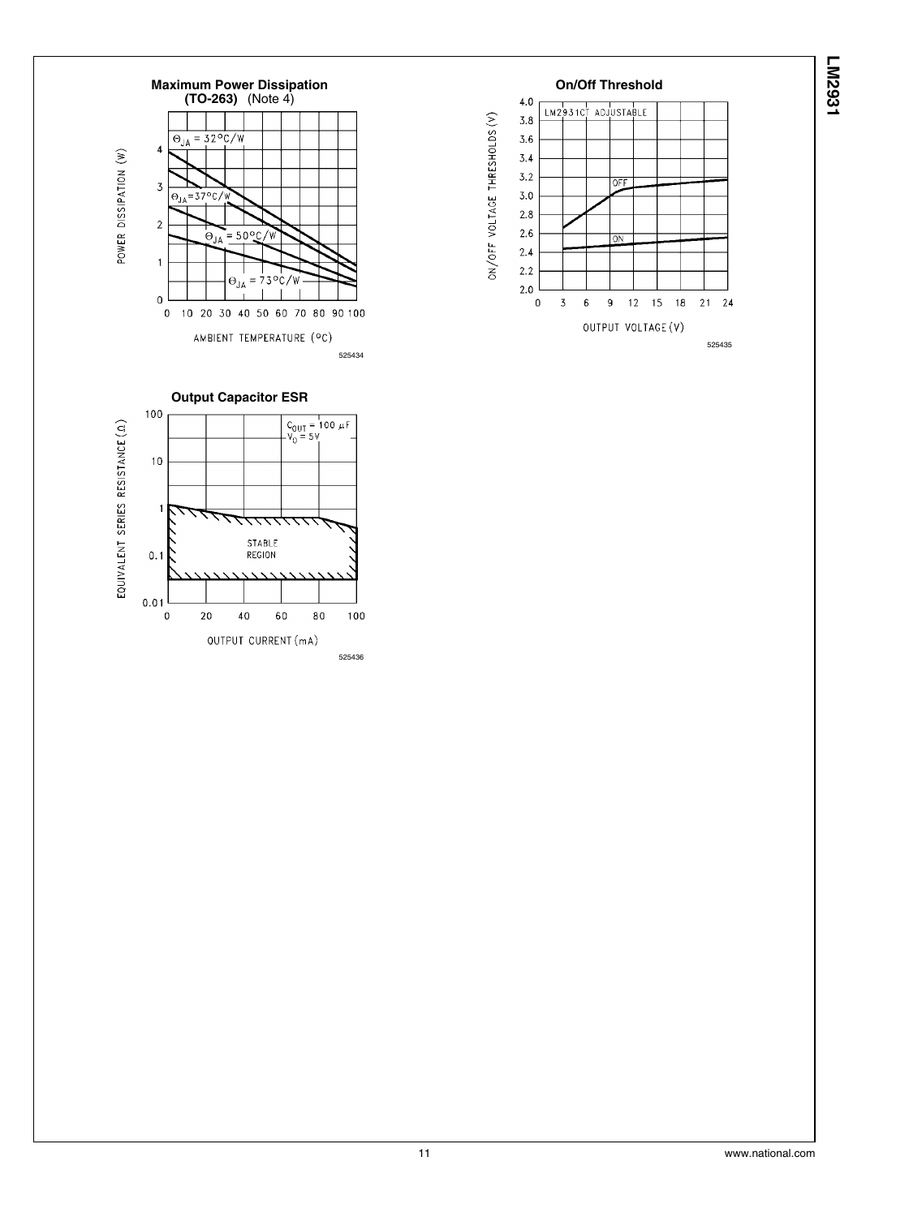**Maximum Power Dissipation (TO-263)** (Note 4)

525434

**On/Off Threshold**

525435

**Output Capacitor ESR**

525436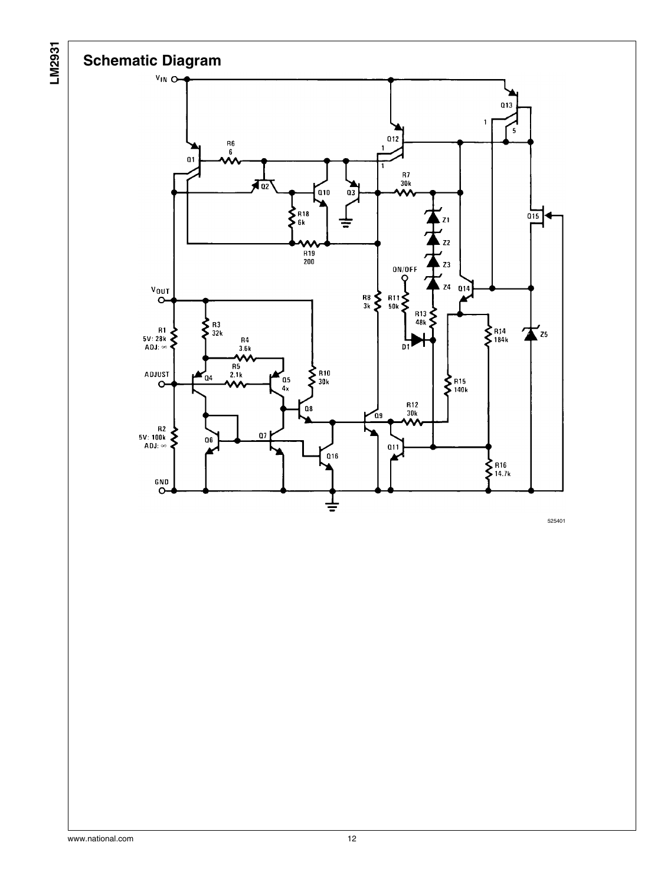## Schematic Diagram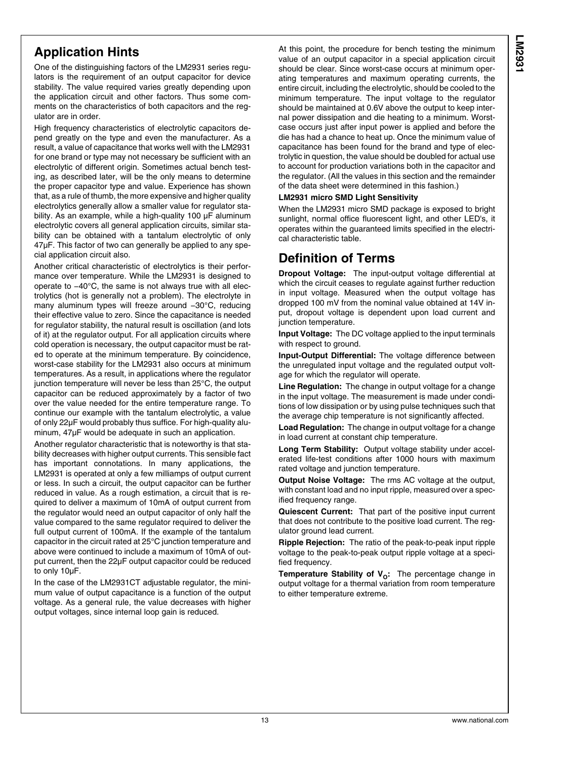## Application Hints

One of the distinguishing factors of the LM2931 series regulators is the requirement of an output capacitor for device stability. The value required varies greatly depending upon the application circuit and other factors. Thus some comments on the characteristics of both capacitors and the regulator are in order.

High frequency characteristics of electrolytic capacitors depend greatly on the type and even the manufacturer. As a result, a value of capacitance that works well with the LM2931 for one brand or type may not necessary be sufficient with an electrolytic of different origin. Sometimes actual bench testing, as described later, will be the only means to determine the proper capacitor type and value. Experience has shown that, as a rule of thumb, the more expensive and higher quality electrolytics generally allow a smaller value for regulator stability. As an example, while a high-quality 100 µF aluminum electrolytic covers all general application circuits, similar stability can be obtained with a tantalum electrolytic of only 47µF. This factor of two can generally be applied to any special application circuit also.

Another critical characteristic of electrolytics is their performance over temperature. While the LM2931 is designed to operate to −40°C, the same is not always true with all electrolytics (hot is generally not a problem). The electrolyte in many aluminum types will freeze around −30°C, reducing their effective value to zero. Since the capacitance is needed for regulator stability, the natural result is oscillation (and lots of it) at the regulator output. For all application circuits where cold operation is necessary, the output capacitor must be rated to operate at the minimum temperature. By coincidence, worst-case stability for the LM2931 also occurs at minimum temperatures. As a result, in applications where the regulator junction temperature will never be less than 25°C, the output capacitor can be reduced approximately by a factor of two over the value needed for the entire temperature range. To continue our example with the tantalum electrolytic, a value of only 22µF would probably thus suffice. For high-quality aluminum, 47µF would be adequate in such an application.

Another regulator characteristic that is noteworthy is that stability decreases with higher output currents. This sensible fact has important connotations. In many applications, the LM2931 is operated at only a few milliamps of output current or less. In such a circuit, the output capacitor can be further reduced in value. As a rough estimation, a circuit that is required to deliver a maximum of 10mA of output current from the regulator would need an output capacitor of only half the value compared to the same regulator required to deliver the full output current of 100mA. If the example of the tantalum capacitor in the circuit rated at 25°C junction temperature and above were continued to include a maximum of 10mA of output current, then the 22µF output capacitor could be reduced to only 10µF.

In the case of the LM2931CT adjustable regulator, the minimum value of output capacitance is a function of the output voltage. As a general rule, the value decreases with higher output voltages, since internal loop gain is reduced.

At this point, the procedure for bench testing the minimum value of an output capacitor in a special application circuit should be clear. Since worst-case occurs at minimum operating temperatures and maximum operating currents, the entire circuit, including the electrolytic, should be cooled to the minimum temperature. The input voltage to the regulator should be maintained at 0.6V above the output to keep internal power dissipation and die heating to a minimum. Worst-case occurs just after input power is applied and before the die has had a chance to heat up. Once the minimum value of capacitance has been found for the brand and type of electrolytic in question, the value should be doubled for actual use to account for production variations both in the capacitor and the regulator. (All the values in this section and the remainder of the data sheet were determined in this fashion.)

**LM2931 micro SMD Light Sensitivity**

When the LM2931 micro SMD package is exposed to bright sunlight, normal office fluorescent light, and other LED's, it operates within the guaranteed limits specified in the electrical characteristic table.

## Definition of Terms

**Dropout Voltage:** The input-output voltage differential at which the circuit ceases to regulate against further reduction in input voltage. Measured when the output voltage has dropped 100 mV from the nominal value obtained at 14V input, dropout voltage is dependent upon load current and junction temperature.

**Input Voltage:** The DC voltage applied to the input terminals with respect to ground.

**Input-Output Differential:** The voltage difference between the unregulated input voltage and the regulated output voltage for which the regulator will operate.

**Line Regulation:** The change in output voltage for a change in the input voltage. The measurement is made under conditions of low dissipation or by using pulse techniques such that the average chip temperature is not significantly affected.

**Load Regulation:** The change in output voltage for a change in load current at constant chip temperature.

**Long Term Stability:** Output voltage stability under accelerated life-test conditions after 1000 hours with maximum rated voltage and junction temperature.

**Output Noise Voltage:** The rms AC voltage at the output, with constant load and no input ripple, measured over a specified frequency range.

**Quiescent Current:** That part of the positive input current that does not contribute to the positive load current. The regulator ground lead current.

**Ripple Rejection:** The ratio of the peak-to-peak input ripple voltage to the peak-to-peak output ripple voltage at a specified frequency.

**Temperature Stability of $V_O$:** The percentage change in output voltage for a thermal variation from room temperature to either temperature extreme.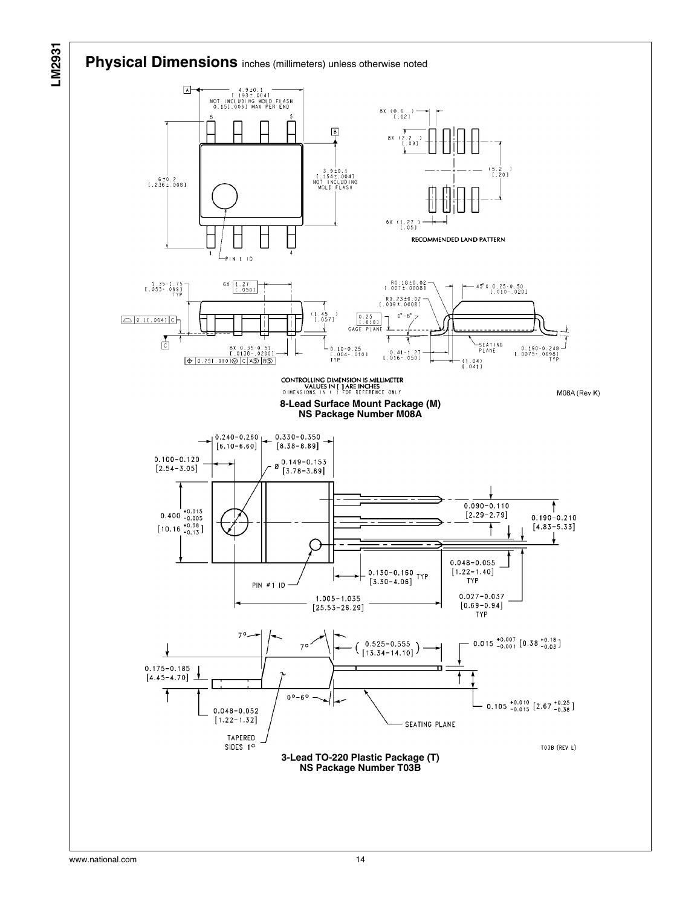## Physical Dimensions inches (millimeters) unless otherwise noted

CONTROLLING DIMENSION IS MILLIMETER
VALUES IN [ ] ARE INCHES
DIMENSIONS IN ( ) FOR REFERENCE ONLY

M08A (Rev K)

**8-Lead Surface Mount Package (M)**
**NS Package Number M08A**

T03B (REV L)

**3-Lead TO-220 Plastic Package (T)**
**NS Package Number T03B**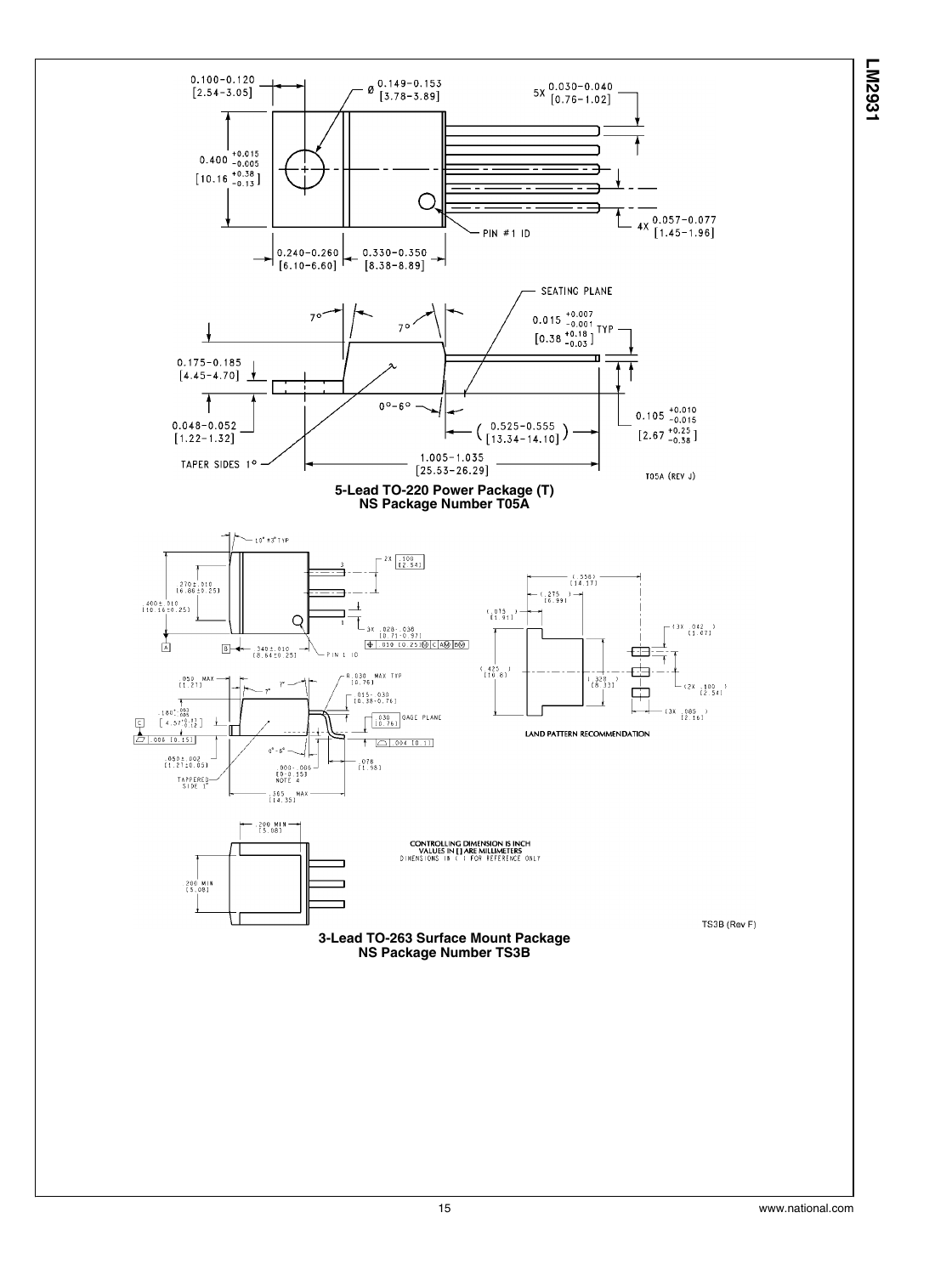**5-Lead TO-220 Power Package (T)**
**NS Package Number T05A**

**3-Lead TO-263 Surface Mount Package**
**NS Package Number TS3B**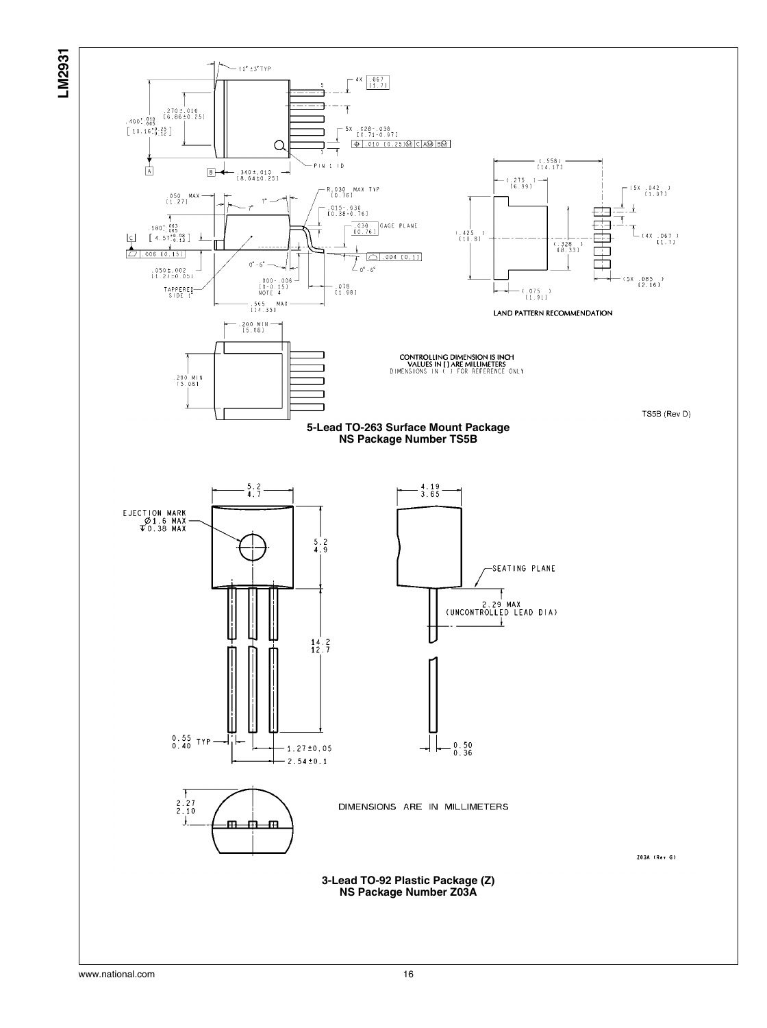CONTROLLING DIMENSION IS INCH
VALUES IN [ ] ARE MILLIMETERS
DIMENSIONS IN ( ) FOR REFERENCE ONLY

LAND PATTERN RECOMMENDATION

TS5B (Rev D)

**5-Lead TO-263 Surface Mount Package**
**NS Package Number TS5B**

DIMENSIONS ARE IN MILLIMETERS

Z03A (Rev G)

**3-Lead TO-92 Plastic Package (Z)**
**NS Package Number Z03A**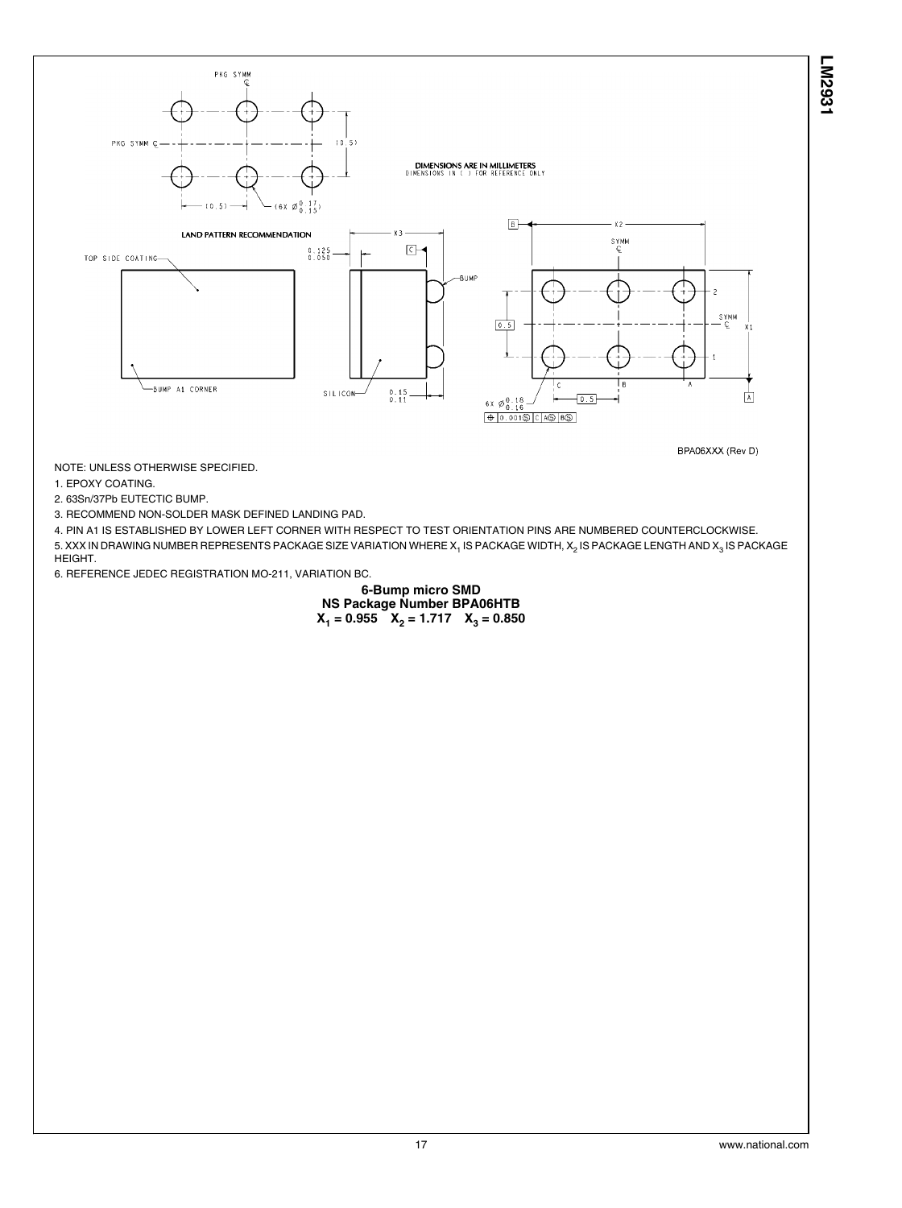NOTE: UNLESS OTHERWISE SPECIFIED.

1. EPOXY COATING.
2. 63Sn/37Pb EUTECTIC BUMP.
3. RECOMMEND NON-SOLDER MASK DEFINED LANDING PAD.
4. PIN A1 IS ESTABLISHED BY LOWER LEFT CORNER WITH RESPECT TO TEST ORIENTATION PINS ARE NUMBERED COUNTERCLOCKWISE.
5. XXX IN DRAWING NUMBER REPRESENTS PACKAGE SIZE VARIATION WHERE $X_1$ IS PACKAGE WIDTH, $X_2$ IS PACKAGE LENGTH AND $X_3$ IS PACKAGE HEIGHT.
6. REFERENCE JEDEC REGISTRATION MO-211, VARIATION BC.

**6-Bump micro SMD**
**NS Package Number BPA06HTB**
**$X_1 = 0.955$ $X_2 = 1.717$ $X_3 = 0.850$**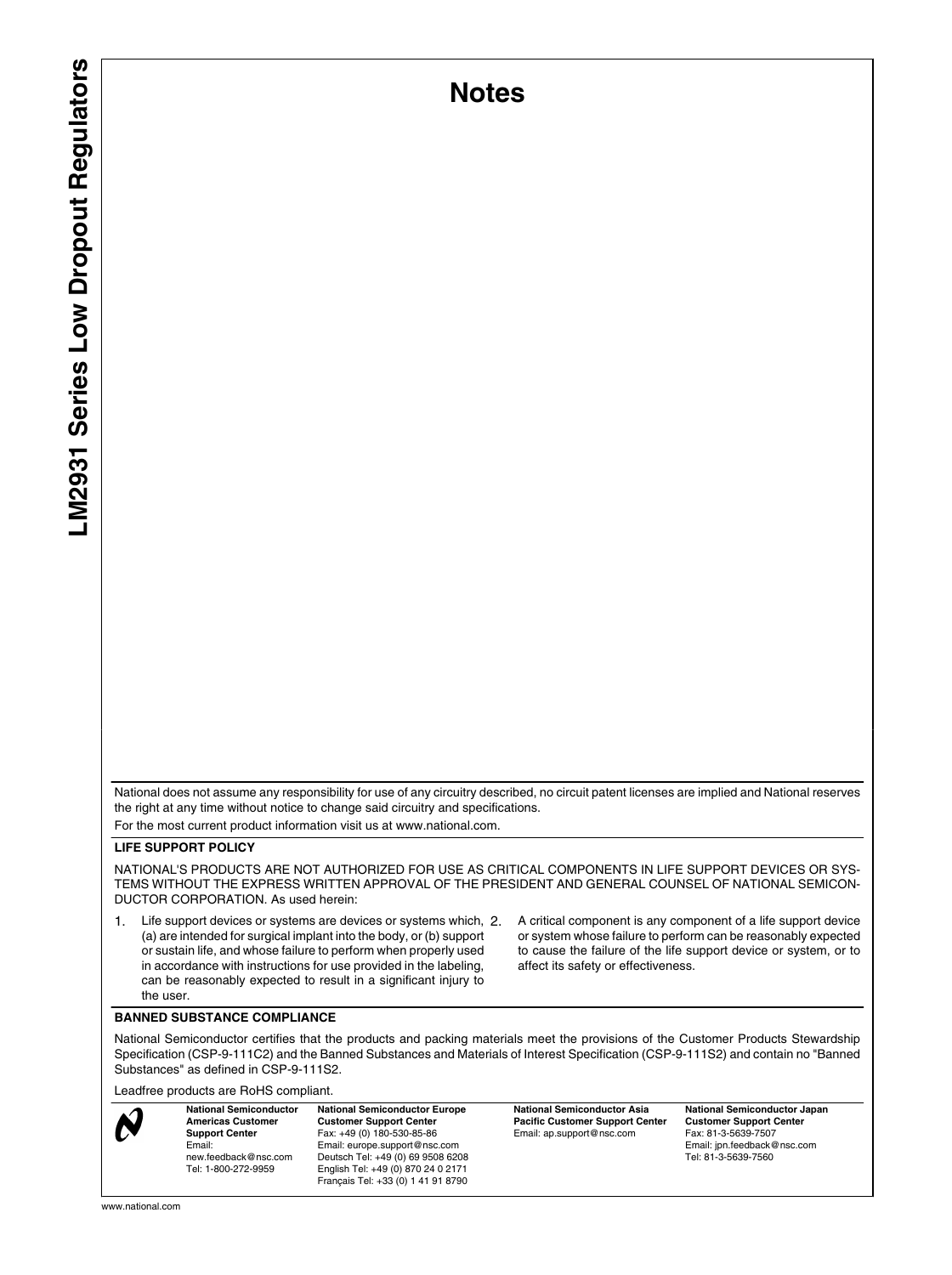# Notes

National does not assume any responsibility for use of any circuitry described, no circuit patent licenses are implied and National reserves the right at any time without notice to change said circuitry and specifications.

For the most current product information visit us at www.national.com.

**LIFE SUPPORT POLICY**

NATIONAL'S PRODUCTS ARE NOT AUTHORIZED FOR USE AS CRITICAL COMPONENTS IN LIFE SUPPORT DEVICES OR SYSTEMS WITHOUT THE EXPRESS WRITTEN APPROVAL OF THE PRESIDENT AND GENERAL COUNSEL OF NATIONAL SEMICONDUCTOR CORPORATION. As used herein:

1. Life support devices or systems are devices or systems which, (a) are intended for surgical implant into the body, or (b) support or sustain life, and whose failure to perform when properly used in accordance with instructions for use provided in the labeling, can be reasonably expected to result in a significant injury to the user.
2. A critical component is any component of a life support device or system whose failure to perform can be reasonably expected to cause the failure of the life support device or system, or to affect its safety or effectiveness.

**BANNED SUBSTANCE COMPLIANCE**

National Semiconductor certifies that the products and packing materials meet the provisions of the Customer Products Stewardship Specification (CSP-9-111C2) and the Banned Substances and Materials of Interest Specification (CSP-9-111S2) and contain no "Banned Substances" as defined in CSP-9-111S2.

Leadfree products are RoHS compliant.

**National Semiconductor Americas Customer Support Center**
Email: new.feedback@nsc.com
Tel: 1-800-272-9959

**National Semiconductor Europe Customer Support Center**
Fax: +49 (0) 180-530-85-86
Email: europe.support@nsc.com
Deutsch Tel: +49 (0) 69 9508 6208
English Tel: +49 (0) 870 24 0 2171
Français Tel: +33 (0) 1 41 91 8790

**National Semiconductor Asia Pacific Customer Support Center**
Email: ap.support@nsc.com

**National Semiconductor Japan Customer Support Center**
Fax: 81-3-5639-7507
Email: jpn.feedback@nsc.com
Tel: 81-3-5639-7560